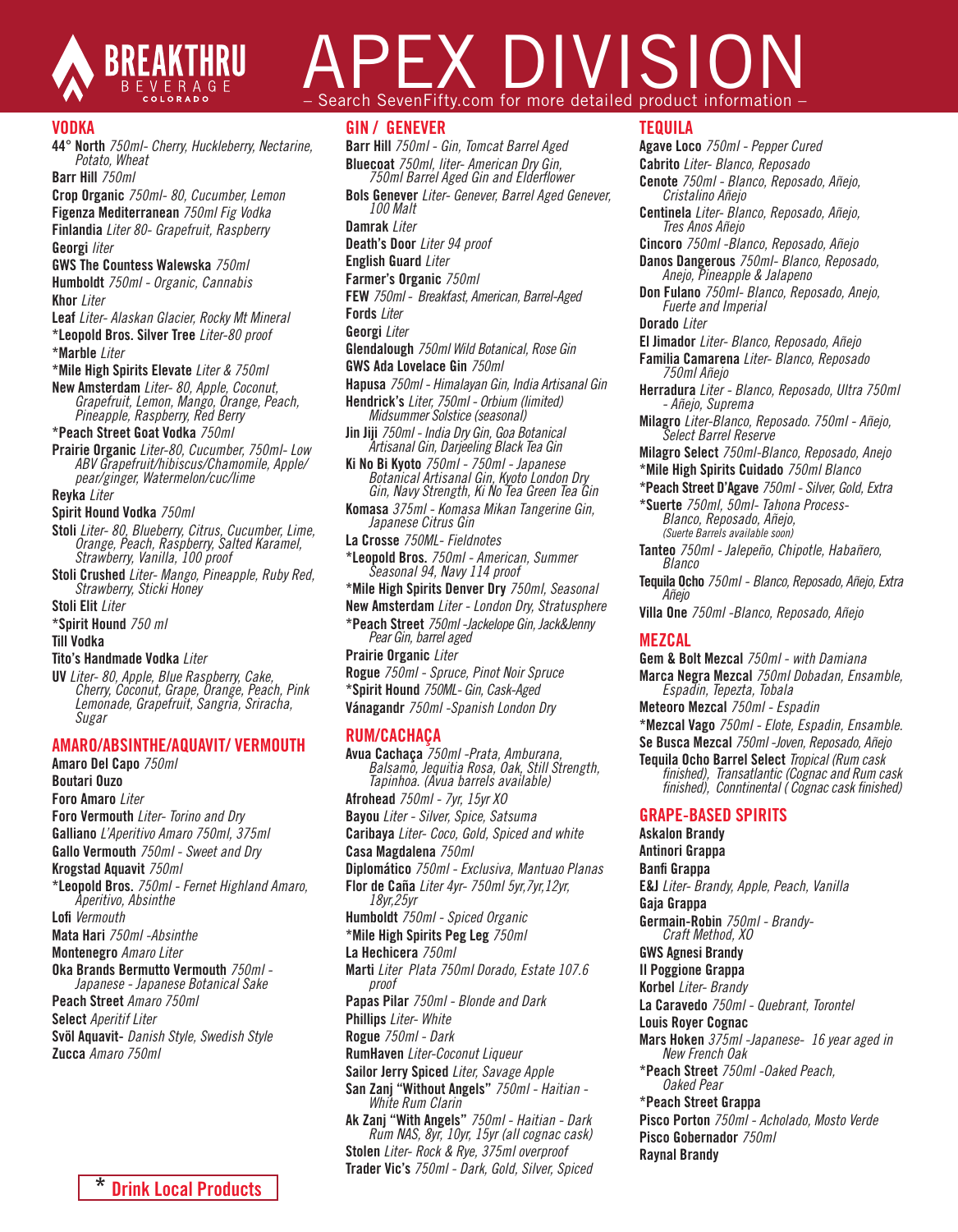# BREAKTHRU BEVERAGE COLORADO — APEX DIVISION

– Search SevenFifty.com for more detailed product information –

## VODKA

- **44° North** *750ml- Cherry, Huckleberry, Nectarine, Potato, Wheat*
- **Barr Hill** *750ml*
- **Crop Organic** *750ml- 80, Cucumber, Lemon*
- **Figenza Mediterranean** *750ml Fig Vodka*
- **Finlandia** *Liter 80- Grapefruit, Raspberry*
- **Georgi** *liter*
- **GWS The Countess Walewska** *750ml*
- **Humboldt** *750ml - Organic, Cannabis*
- **Khor** *Liter*
- **Leaf** *Liter- Alaskan Glacier, Rocky Mt Mineral*
- ***Leopold Bros. Silver Tree** *Liter-80 proof*
- ***Marble** *Liter*
- ***Mile High Spirits Elevate** *Liter & 750ml*
- **New Amsterdam** *Liter- 80, Apple, Coconut, Grapefruit, Lemon, Mango, Orange, Peach, Pineapple, Raspberry, Red Berry*
- ***Peach Street Goat Vodka** *750ml*
- **Prairie Organic** *Liter-80, Cucumber, 750ml- Low ABV Grapefruit/hibiscus/Chamomile, Apple/pear/ginger, Watermelon/cuc/lime*
- **Reyka** *Liter*
- **Spirit Hound Vodka** *750ml*
- **Stoli** *Liter- 80, Blueberry, Citrus, Cucumber, Lime, Orange, Peach, Raspberry, Salted Karamel, Strawberry, Vanilla, 100 proof*
- **Stoli Crushed** *Liter- Mango, Pineapple, Ruby Red, Strawberry, Sticki Honey*
- **Stoli Elit** *Liter*
- ***Spirit Hound** *750 ml*
- **Till Vodka**
- **Tito's Handmade Vodka** *Liter*
- **UV** *Liter- 80, Apple, Blue Raspberry, Cake, Cherry, Coconut, Grape, Orange, Peach, Pink Lemonade, Grapefruit, Sangria, Sriracha, Sugar*

## AMARO/ABSINTHE/AQUAVIT/ VERMOUTH

- **Amaro Del Capo** *750ml*
- **Boutari Ouzo**
- **Foro Amaro** *Liter*
- **Foro Vermouth** *Liter- Torino and Dry*
- **Galliano** *L'Aperitivo Amaro 750ml, 375ml*
- **Gallo Vermouth** *750ml - Sweet and Dry*
- **Krogstad Aquavit** *750ml*
- ***Leopold Bros.** *750ml - Fernet Highland Amaro, Aperitivo, Absinthe*
- **Lofi** *Vermouth*
- **Mata Hari** *750ml -Absinthe*
- **Montenegro** *Amaro Liter*
- **Oka Brands Bermutto Vermouth** *750ml - Japanese - Japanese Botanical Sake*
- **Peach Street** *Amaro 750ml*
- **Select** *Aperitif Liter*
- **Svöl Aquavit-** *Danish Style, Swedish Style*
- **Zucca** *Amaro 750ml*

## GIN / GENEVER

- **Barr Hill** *750ml - Gin, Tomcat Barrel Aged*
- **Bluecoat** *750ml, liter- American Dry Gin, 750ml Barrel Aged Gin and Elderflower*
- **Bols Genever** *Liter- Genever, Barrel Aged Genever, 100 Malt*
- **Damrak** *Liter*
- **Death's Door** *Liter 94 proof*
- **English Guard** *Liter*
- **Farmer's Organic** *750ml*
- **FEW** *750ml - Breakfast, American, Barrel-Aged*
- **Fords** *Liter*
- **Georgi** *Liter*
- **Glendalough** *750ml Wild Botanical, Rose Gin*
- **GWS Ada Lovelace Gin** *750ml*
- **Hapusa** *750ml - Himalayan Gin, India Artisanal Gin*
- **Hendrick's** *Liter, 750ml - Orbium (limited) Midsummer Solstice (seasonal)*
- **Jin Jiji** *750ml - India Dry Gin, Goa Botanical Artisanal Gin, Darjeeling Black Tea Gin*
- **Ki No Bi Kyoto** *750ml - 750ml - Japanese Botanical Artisanal Gin, Kyoto London Dry Gin, Navy Strength, Ki No Tea Green Tea Gin*
- **Komasa** *375ml - Komasa Mikan Tangerine Gin, Japanese Citrus Gin*
- **La Crosse** *750ML- Fieldnotes*
- ***Leopold Bros.** *750ml - American, Summer Seasonal 94, Navy 114 proof*
- ***Mile High Spirits Denver Dry** *750ml, Seasonal*
- **New Amsterdam** *Liter - London Dry, Stratusphere*
- ***Peach Street** *750ml -Jackelope Gin, Jack&Jenny Pear Gin, barrel aged*
- **Prairie Organic** *Liter*
- **Rogue** *750ml - Spruce, Pinot Noir Spruce*
- ***Spirit Hound** *750ML- Gin, Cask-Aged*
- **Vánagandr** *750ml -Spanish London Dry*

## RUM/CACHAÇA

- **Avua Cachaça** *750ml -Prata, Amburana, Balsamo, Jequitia Rosa, Oak, Still Strength, Tapinhoa. (Avua barrels available)*
- **Afrohead** *750ml - 7yr, 15yr XO*
- **Bayou** *Liter - Silver, Spice, Satsuma*
- **Caribaya** *Liter- Coco, Gold, Spiced and white*
- **Casa Magdalena** *750ml*
- **Diplomático** *750ml - Exclusiva, Mantuao Planas*
- **Flor de Caña** *Liter 4yr- 750ml 5yr,7yr,12yr, 18yr,25yr*
- **Humboldt** *750ml - Spiced Organic*
- ***Mile High Spirits Peg Leg** *750ml*
- **La Hechicera** *750ml*
- **Marti** *Liter Plata 750ml Dorado, Estate 107.6 proof*
- **Papas Pilar** *750ml - Blonde and Dark*
- **Phillips** *Liter- White*
- **Rogue** *750ml - Dark*
- **RumHaven** *Liter-Coconut Liqueur*
- **Sailor Jerry Spiced** *Liter, Savage Apple*
- **San Zanj "Without Angels"** *750ml - Haitian - White Rum Clarin*
- **Ak Zanj "With Angels"** *750ml - Haitian - Dark Rum NAS, 8yr, 10yr, 15yr (all cognac cask)*
- **Stolen** *Liter- Rock & Rye, 375ml overproof*
- **Trader Vic's** *750ml - Dark, Gold, Silver, Spiced*

## TEQUILA

- **Agave Loco** *750ml - Pepper Cured*
- **Cabrito** *Liter- Blanco, Reposado*
- **Cenote** *750ml - Blanco, Reposado, Añejo, Cristalino Añejo*
- **Centinela** *Liter- Blanco, Reposado, Añejo, Tres Anos Añejo*
- **Cincoro** *750ml -Blanco, Reposado, Añejo*
- **Danos Dangerous** *750ml- Blanco, Reposado, Anejo, Pineapple & Jalapeno*
- **Don Fulano** *750ml- Blanco, Reposado, Anejo, Fuerte and Imperial*
- **Dorado** *Liter*
- **El Jimador** *Liter- Blanco, Reposado, Añejo*
- **Familia Camarena** *Liter- Blanco, Reposado 750ml Añejo*
- **Herradura** *Liter - Blanco, Reposado, Ultra 750ml - Añejo, Suprema*
- **Milagro** *Liter-Blanco, Reposado. 750ml - Añejo, Select Barrel Reserve*
- **Milagro Select** *750ml-Blanco, Reposado, Anejo*
- ***Mile High Spirits Cuidado** *750ml Blanco*
- ***Peach Street D'Agave** *750ml - Silver, Gold, Extra*
- ***Suerte** *750ml, 50ml- Tahona Process- Blanco, Reposado, Añejo, (Suerte Barrels available soon)*
- **Tanteo** *750ml - Jalepeño, Chipotle, Habañero, Blanco*
- **Tequila Ocho** *750ml - Blanco, Reposado, Añejo, Extra Añejo*
- **Villa One** *750ml -Blanco, Reposado, Añejo*

## MEZCAL

- **Gem & Bolt Mezcal** *750ml - with Damiana*
- **Marca Negra Mezcal** *750ml Dobadan, Ensamble, Espadin, Tepezta, Tobala*
- **Meteoro Mezcal** *750ml - Espadin*
- ***Mezcal Vago** *750ml - Elote, Espadin, Ensamble.*
- **Se Busca Mezcal** *750ml -Joven, Reposado, Añejo*
- **Tequila Ocho Barrel Select** *Tropical (Rum cask finished), Transatlantic (Cognac and Rum cask finished), Conntinental ( Cognac cask finished)*

## GRAPE-BASED SPIRITS

- **Askalon Brandy**
- **Antinori Grappa**
- **Banfi Grappa**
- **E&J** *Liter- Brandy, Apple, Peach, Vanilla*
- **Gaja Grappa**
- **Germain-Robin** *750ml - Brandy- Craft Method, XO*
- **GWS Agnesi Brandy**
- **Il Poggione Grappa**
- **Korbel** *Liter- Brandy*
- **La Caravedo** *750ml - Quebrant, Torontel*
- **Louis Royer Cognac**
- **Mars Hoken** *375ml -Japanese- 16 year aged in New French Oak*
- ***Peach Street** *750ml -Oaked Peach, Oaked Pear*
- ***Peach Street Grappa**
- **Pisco Porton** *750ml - Acholado, Mosto Verde*
- **Pisco Gobernador** *750ml*
- **Raynal Brandy**

\* Drink Local Products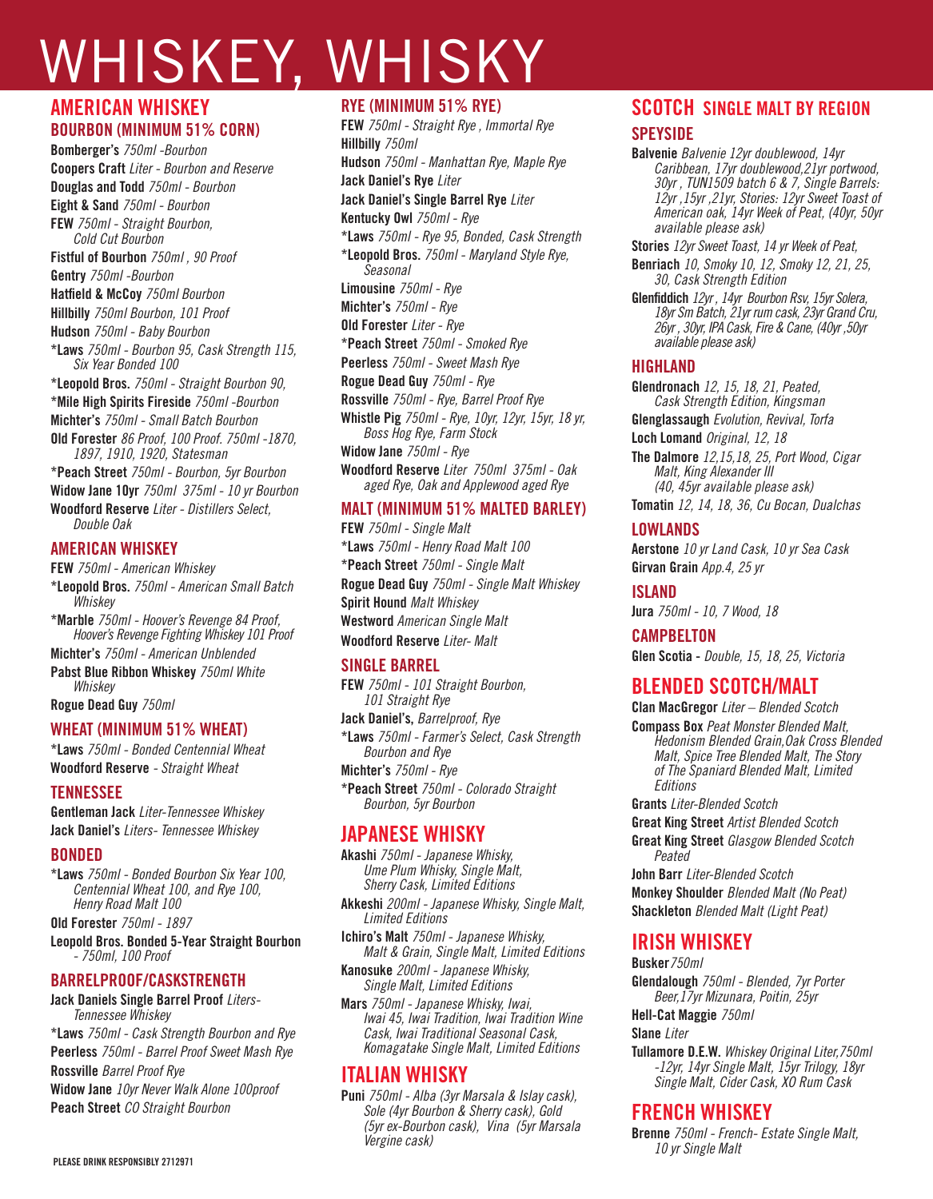# WHISKEY, WHISKY

## AMERICAN WHISKEY

### BOURBON (MINIMUM 51% CORN)

**Bomberger's** *750ml -Bourbon*
**Coopers Craft** *Liter - Bourbon and Reserve*
**Douglas and Todd** *750ml - Bourbon*
**Eight & Sand** *750ml - Bourbon*
**FEW** *750ml - Straight Bourbon, Cold Cut Bourbon*
**Fistful of Bourbon** *750ml , 90 Proof*
**Gentry** *750ml -Bourbon*
**Hatfield & McCoy** *750ml Bourbon*
**Hillbilly** *750ml Bourbon, 101 Proof*
**Hudson** *750ml - Baby Bourbon*
***Laws** *750ml - Bourbon 95, Cask Strength 115, Six Year Bonded 100*
***Leopold Bros.** *750ml - Straight Bourbon 90,*
***Mile High Spirits Fireside** *750ml -Bourbon*
**Michter's** *750ml - Small Batch Bourbon*
**Old Forester** *86 Proof, 100 Proof. 750ml -1870, 1897, 1910, 1920, Statesman*
***Peach Street** *750ml - Bourbon, 5yr Bourbon*
**Widow Jane 10yr** *750ml 375ml - 10 yr Bourbon*
**Woodford Reserve** *Liter - Distillers Select, Double Oak*

### AMERICAN WHISKEY

**FEW** *750ml - American Whiskey*
***Leopold Bros.** *750ml - American Small Batch Whiskey*
***Marble** *750ml - Hoover's Revenge 84 Proof, Hoover's Revenge Fighting Whiskey 101 Proof*
**Michter's** *750ml - American Unblended*
**Pabst Blue Ribbon Whiskey** *750ml White Whiskey*
**Rogue Dead Guy** *750ml*

### WHEAT (MINIMUM 51% WHEAT)

***Laws** *750ml - Bonded Centennial Wheat*
**Woodford Reserve** - *Straight Wheat*

### TENNESSEE

**Gentleman Jack** *Liter-Tennessee Whiskey*
**Jack Daniel's** *Liters- Tennessee Whiskey*

### BONDED

***Laws** *750ml - Bonded Bourbon Six Year 100, Centennial Wheat 100, and Rye 100, Henry Road Malt 100*
**Old Forester** *750ml - 1897*
**Leopold Bros. Bonded 5-Year Straight Bourbon** *- 750ml, 100 Proof*

### BARRELPROOF/CASKSTRENGTH

**Jack Daniels Single Barrel Proof** *Liters- Tennessee Whiskey*
***Laws** *750ml - Cask Strength Bourbon and Rye*
**Peerless** *750ml - Barrel Proof Sweet Mash Rye*
**Rossville** *Barrel Proof Rye*
**Widow Jane** *10yr Never Walk Alone 100proof*
**Peach Street** *CO Straight Bourbon*

### RYE (MINIMUM 51% RYE)

**FEW** *750ml - Straight Rye , Immortal Rye*
**Hillbilly** *750ml*
**Hudson** *750ml - Manhattan Rye, Maple Rye*
**Jack Daniel's Rye** *Liter*
**Jack Daniel's Single Barrel Rye** *Liter*
**Kentucky Owl** *750ml - Rye*
***Laws** *750ml - Rye 95, Bonded, Cask Strength*
***Leopold Bros.** *750ml - Maryland Style Rye, Seasonal*
**Limousine** *750ml - Rye*
**Michter's** *750ml - Rye*
**Old Forester** *Liter - Rye*
***Peach Street** *750ml - Smoked Rye*
**Peerless** *750ml - Sweet Mash Rye*
**Rogue Dead Guy** *750ml - Rye*
**Rossville** *750ml - Rye, Barrel Proof Rye*
**Whistle Pig** *750ml - Rye, 10yr, 12yr, 15yr, 18 yr, Boss Hog Rye, Farm Stock*
**Widow Jane** *750ml - Rye*
**Woodford Reserve** *Liter 750ml 375ml - Oak aged Rye, Oak and Applewood aged Rye*

### MALT (MINIMUM 51% MALTED BARLEY)

**FEW** *750ml - Single Malt*
***Laws** *750ml - Henry Road Malt 100*
***Peach Street** *750ml - Single Malt*
**Rogue Dead Guy** *750ml - Single Malt Whiskey*
**Spirit Hound** *Malt Whiskey*
**Westword** *American Single Malt*
**Woodford Reserve** *Liter- Malt*

### SINGLE BARREL

**FEW** *750ml - 101 Straight Bourbon, 101 Straight Rye*
**Jack Daniel's,** *Barrelproof, Rye*
***Laws** *750ml - Farmer's Select, Cask Strength Bourbon and Rye*
**Michter's** *750ml - Rye*
***Peach Street** *750ml - Colorado Straight Bourbon, 5yr Bourbon*

## JAPANESE WHISKY

**Akashi** *750ml - Japanese Whisky, Ume Plum Whisky, Single Malt, Sherry Cask, Limited Editions*
**Akkeshi** *200ml - Japanese Whisky, Single Malt, Limited Editions*
**Ichiro's Malt** *750ml - Japanese Whisky, Malt & Grain, Single Malt, Limited Editions*
**Kanosuke** *200ml - Japanese Whisky, Single Malt, Limited Editions*
**Mars** *750ml - Japanese Whisky, Iwai, Iwai 45, Iwai Tradition, Iwai Tradition Wine Cask, Iwai Traditional Seasonal Cask, Komagatake Single Malt, Limited Editions*

## ITALIAN WHISKY

**Puni** *750ml - Alba (3yr Marsala & Islay cask), Sole (4yr Bourbon & Sherry cask), Gold (5yr ex-Bourbon cask), Vina (5yr Marsala Vergine cask)*

## SCOTCH SINGLE MALT BY REGION

### SPEYSIDE

**Balvenie** *Balvenie 12yr doublewood, 14yr Caribbean, 17yr doublewood,21yr portwood, 30yr , TUN1509 batch 6 & 7, Single Barrels: 12yr ,15yr ,21yr, Stories: 12yr Sweet Toast of American oak, 14yr Week of Peat, (40yr, 50yr available please ask)*
**Stories** *12yr Sweet Toast, 14 yr Week of Peat,*
**Benriach** *10, Smoky 10, 12, Smoky 12, 21, 25, 30, Cask Strength Edition*
**Glenfiddich** *12yr , 14yr Bourbon Rsv, 15yr Solera, 18yr Sm Batch, 21yr rum cask, 23yr Grand Cru, 26yr , 30yr, IPA Cask, Fire & Cane, (40yr ,50yr available please ask)*

### HIGHLAND

**Glendronach** *12, 15, 18, 21, Peated, Cask Strength Edition, Kingsman*
**Glenglassaugh** *Evolution, Revival, Torfa*
**Loch Lomond** *Original, 12, 18*
**The Dalmore** *12,15,18, 25, Port Wood, Cigar Malt, King Alexander III (40, 45yr available please ask)*
**Tomatin** *12, 14, 18, 36, Cu Bocan, Dualchas*

### LOWLANDS

**Aerstone** *10 yr Land Cask, 10 yr Sea Cask*
**Girvan Grain** *App.4, 25 yr*

### ISLAND

**Jura** *750ml - 10, 7 Wood, 18*

### CAMPBELTON

**Glen Scotia -** *Double, 15, 18, 25, Victoria*

## BLENDED SCOTCH/MALT

**Clan MacGregor** *Liter – Blended Scotch*
**Compass Box** *Peat Monster Blended Malt, Hedonism Blended Grain,Oak Cross Blended Malt, Spice Tree Blended Malt, The Story of The Spaniard Blended Malt, Limited Editions*
**Grants** *Liter-Blended Scotch*
**Great King Street** *Artist Blended Scotch*
**Great King Street** *Glasgow Blended Scotch Peated*
**John Barr** *Liter-Blended Scotch*
**Monkey Shoulder** *Blended Malt (No Peat)*
**Shackleton** *Blended Malt (Light Peat)*

## IRISH WHISKEY

**Busker** *750ml*
**Glendalough** *750ml - Blended, 7yr Porter Beer,17yr Mizunara, Poitin, 25yr*
**Hell-Cat Maggie** *750ml*
**Slane** *Liter*
**Tullamore D.E.W.** *Whiskey Original Liter,750ml -12yr, 14yr Single Malt, 15yr Trilogy, 18yr Single Malt, Cider Cask, XO Rum Cask*

## FRENCH WHISKEY

**Brenne** *750ml - French- Estate Single Malt, 10 yr Single Malt*

PLEASE DRINK RESPONSIBLY 2712971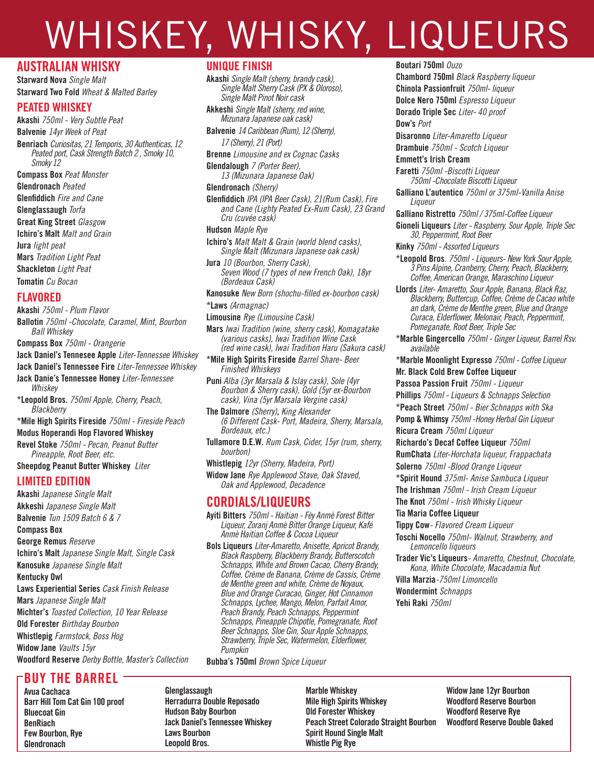# WHISKEY, WHISKY, LIQUEURS

## AUSTRALIAN WHISKY

**Starward Nova** *Single Malt*
**Starward Two Fold** *Wheat & Malted Barley*

## PEATED WHISKEY

**Akashi** *750ml - Very Subtle Peat*
**Balvenie** *14yr Week of Peat*
**Benriach** *Curiositas, 21 Temporis, 30 Authenticas, 12 Peated port, Cask Strength Batch 2 , Smoky 10, Smoky 12*
**Compass Box** *Peat Monster*
**Glendronach** *Peated*
**Glenfiddich** *Fire and Cane*
**Glenglassaugh** *Torfa*
**Great King Street** *Glasgow*
**Ichiro's Malt** *Malt and Grain*
**Jura** *light peat*
**Mars** *Tradition Light Peat*
**Shackleton** *Light Peat*
**Tomatin** *Cu Bocan*

## FLAVORED

**Akashi** *750ml - Plum Flavor*
**Ballotin** *750ml -Chocolate, Caramel, Mint, Bourbon Ball Whiskey*
**Compass Box** *750ml - Orangerie*
**Jack Daniel's Tennesee Apple** *Liter-Tennessee Whiskey*
**Jack Daniel's Tennesee Fire** *Liter-Tennessee Whiskey*
**Jack Danie's Tennesee Honey** *Liter-Tennessee Whiskey*
***Leopold Bros.** *750ml Apple, Cherry, Peach, Blackberry*
***Mile High Spirits Fireside** *750ml - Fireside Peach*
**Modus Hoperandi Hop Flavored Whiskey**
**Revel Stoke** *750ml - Pecan, Peanut Butter Pineapple, Root Beer, etc.*
**Sheepdog Peanut Butter Whiskey** *Liter*

## LIMITED EDITION

**Akashi** *Japanese Single Malt*
**Akkeshi** *Japanese Single Malt*
**Balvenie** *Tun 1509 Batch 6 & 7*
**Compass Box**
**George Remus** *Reserve*
**Ichiro's Malt** *Japanese Single Malt, Single Cask*
**Kanosuke** *Japanese Single Malt*
**Kentucky Owl**
**Laws Experiential Series** *Cask Finish Release*
**Mars** *Japanese Single Malt*
**Michter's** *Toasted Collection, 10 Year Release*
**Old Forester** *Birthday Bourbon*
**Whistlepig** *Farmstock, Boss Hog*
**Widow Jane** *Vaults 15yr*
**Woodford Reserve** *Derby Bottle, Master's Collection*

## UNIQUE FINISH

**Akashi** *Single Malt (sherry, brandy cask), Single Malt Sherry Cask (PX & Oloroso), Single Malt Pinot Noir cask*
**Akkeshi** *Single Malt (sherry, red wine, Mizunara Japanese oak cask)*
**Balvenie** *14 Caribbean (Rum), 12 (Sherry), 17 (Sherry), 21 (Port)*
**Brenne** *Limousine and ex Cognac Casks*
**Glendalough** *7 (Porter Beer), 13 (Mizunara Japanese Oak)*
**Glendronach** *(Sherry)*
**Glenfiddich** *IPA (IPA Beer Cask), 21(Rum Cask), Fire and Cane (Lighty Peated Ex-Rum Cask), 23 Grand Cru (cuvée cask)*
**Hudson** *Maple Rye*
**Ichiro's** *Malt Malt & Grain (world blend casks), Single Malt (Mizunara Japanese oak cask)*
**Jura** *10 (Bourbon, Sherry Cask), Seven Wood (7 types of new French Oak), 18yr (Bordeaux Cask)*
**Kanosuke** *New Born (shochu-filled ex-bourbon cask)*
***Laws** *(Armagnac)*
**Limousine** *Rye (Limousine Cask)*
**Mars** *Iwai Tradition (wine, sherry cask), Komagatake (various casks), Iwai Tradition Wine Cask (red wine cask), Iwai Tradition Haru (Sakura cask)*
***Mile High Spirits Fireside** *Barrel Share- Beer Finished Whiskeys*
**Puni** *Alba (3yr Marsala & Islay cask), Sole (4yr Bourbon & Sherry cask), Gold (5yr ex-Bourbon cask), Vina (5yr Marsala Vergine cask)*
**The Dalmore** *(Sherry)*, **King Alexander** *(6 Different Cask- Port, Madeira, Sherry, Marsala, Bordeaux, etc.)*
**Tullamore D.E.W.** *Rum Cask, Cider, 15yr (rum, sherry, bourbon)*
**Whistlepig** *12yr (Sherry, Madeira, Port)*
**Widow Jane** *Rye Applewood Stave, Oak Staved, Oak and Applewood, Decadence*

## CORDIALS/LIQUEURS

**Ayiti Bitters** *750ml - Haitian - Fèy Anmè Forest Bitter Liqueur, Zoranj Anmè Bitter Orange Liqueur, Kafé Anmè Haitian Coffee & Cocoa Liqueur*
**Bols Liqueurs** *Liter-Amaretto, Anisette, Apricot Brandy, Black Raspberry, Blackberry Brandy, Butterscotch Schnapps, White and Brown Cacao, Cherry Brandy, Coffee, Crème de Banana, Crème de Cassis, Crème de Menthe green and white, Crème de Noyaux, Blue and Orange Curacao, Ginger, Hot Cinnamon Schnapps, Lychee, Mango, Melon, Parfait Amor, Peach Brandy, Peach Schnapps, Peppermint Schnapps, Pineapple Chipotle, Pomegranate, Root Beer Schnapps, Sloe Gin, Sour Apple Schnapps, Strawberry, Triple Sec, Watermelon, Elderflower, Pumpkin*
**Bubba's 750ml** *Brown Spice Liqueur*
**Boutari 750ml** *Ouzo*
**Chambord 750ml** *Black Raspberry liqueur*
**Chinola Passionfruit** *750ml- liqueur*
**Dolce Nero 750ml** *Espresso Liqueur*
**Dorado Triple Sec** *Liter- 40 proof*
**Dow's** *Port*
**Disaronno** *Liter-Amaretto Liqueur*
**Drambuie** *750ml - Scotch Liqueur*
**Emmett's Irish Cream**
**Faretti** *750ml -Biscotti Liqueur, 750ml -Chocolate Biscotti Liqueur*
**Galliano L'autentico** *750ml or 375ml-Vanilla Anise Liqueur*
**Galliano Ristretto** *750ml / 375ml-Coffee Liqueur*
**Gioneli Liqueurs** *Liter - Raspberry, Sour Apple, Triple Sec 30, Peppermint, Root Beer*
**Kinky** *750ml - Assorted Liqueurs*
***Leopold Bros**. *750ml - Liqueurs- New York Sour Apple, 3 Pins Alpine, Cranberry, Cherry, Peach, Blackberry, Coffee, American Orange, Maraschino Liqueur*
**Llords** *Liter- Amaretto, Sour Apple, Banana, Black Raz, Blackberry, Buttercup, Coffee, Crème de Cacao white an dark, Crème de Menthe green, Blue and Orange Curaca, Elderflower, Melonair, Peach, Peppermint, Pomeganate, Root Beer, Triple Sec*
***Marble Gingercello** *750ml - Ginger Liqueur, Barrel Rsv. available*
***Marble Moonlight Expresso** *750ml - Coffee Liqueur*
**Mr. Black Cold Brew Coffee Liqueur**
**Passoa Passion Fruit** *750ml - Liqueur*
**Phillips** *750ml - Liqueurs & Schnapps Selection*
***Peach Street** *750ml - Bier Schnapps with Ska*
**Pomp & Whimsy** *750ml -Honey Herbal Gin Liqueur*
**Ricura Cream** *750ml Liqueur*
**Richardo's Decaf Coffee Liqueur** *750ml*
**RumChata** *Liter-Horchata liqueur, Frappachata*
**Solerno** *750ml -Blood Orange Liqueur*
***Spirit Hound** *375ml- Anise Sambuca Liqueur*
**The Irishman** *750ml - Irish Cream Liqueur*
**The Knot** *750ml - Irish Whisky Liqueur*
**Tia Maria Coffee Liqueur**
**Tippy Cow**- *Flavored Cream Liqueur*
**Toschi Nocello** *750ml- Walnut, Strawberry, and Lemoncello liqueurs*
**Trader Vic's Liqueurs**- *Amaretto, Chestnut, Chocolate, Kona, White Chocolate, Macadamia Nut*
**Villa Marzia**-*750ml Limoncello*
**Wondermint** *Schnapps*
**Yehi Raki** *750ml*

## BUY THE BARREL

**Avua Cachaca**
**Barr Hill Tom Cat Gin 100 proof**
**Bluecoat Gin**
**BenRiach**
**Few Bourbon, Rye**
**Glendronach**
**Glenglassaugh**
**Herradurra Double Reposado**
**Hudson Baby Bourbon**
**Jack Daniel's Tennessee Whiskey**
**Laws Bourbon**
**Leopold Bros.**
**Marble Whiskey**
**Mile High Spirits Whiskey**
**Old Forester Whiskey**
**Peach Street Colorado Straight Bourbon**
**Spirit Hound Single Malt**
**Whistle Pig Rye**
**Widow Jane 12yr Bourbon**
**Woodford Reserve Bourbon**
**Woodford Reserve Rye**
**Woodford Reserve Double Oaked**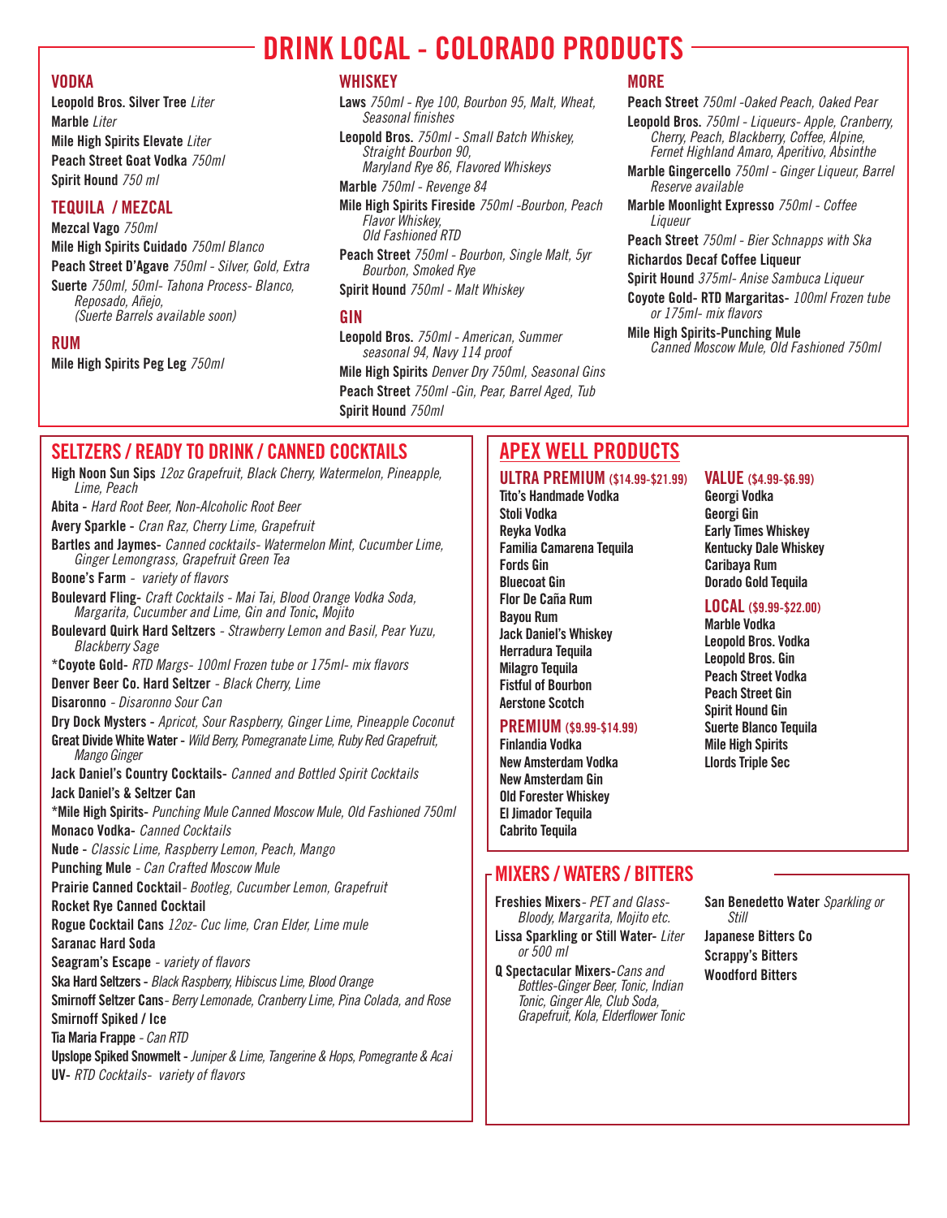# DRINK LOCAL - COLORADO PRODUCTS

## VODKA

**Leopold Bros. Silver Tree** *Liter*

**Marble** *Liter*

**Mile High Spirits Elevate** *Liter*

**Peach Street Goat Vodka** *750ml*

**Spirit Hound** *750 ml*

## TEQUILA / MEZCAL

**Mezcal Vago** *750ml*

**Mile High Spirits Cuidado** *750ml Blanco*

**Peach Street D'Agave** *750ml - Silver, Gold, Extra*

**Suerte** *750ml, 50ml- Tahona Process- Blanco, Reposado, Añejo, (Suerte Barrels available soon)*

## RUM

**Mile High Spirits Peg Leg** *750ml*

## WHISKEY

**Laws** *750ml - Rye 100, Bourbon 95, Malt, Wheat, Seasonal finishes*

**Leopold Bros.** *750ml - Small Batch Whiskey, Straight Bourbon 90, Maryland Rye 86, Flavored Whiskeys*

**Marble** *750ml - Revenge 84*

**Mile High Spirits Fireside** *750ml -Bourbon, Peach Flavor Whiskey, Old Fashioned RTD*

**Peach Street** *750ml - Bourbon, Single Malt, 5yr Bourbon, Smoked Rye*

**Spirit Hound** *750ml - Malt Whiskey*

## GIN

**Leopold Bros.** *750ml - American, Summer seasonal 94, Navy 114 proof*

**Mile High Spirits** *Denver Dry 750ml, Seasonal Gins*

**Peach Street** *750ml -Gin, Pear, Barrel Aged, Tub*

**Spirit Hound** *750ml*

## MORE

**Peach Street** *750ml -Oaked Peach, Oaked Pear*

**Leopold Bros.** *750ml - Liqueurs- Apple, Cranberry, Cherry, Peach, Blackberry, Coffee, Alpine, Fernet Highland Amaro, Aperitivo, Absinthe*

**Marble Gingercello** *750ml - Ginger Liqueur, Barrel Reserve available*

**Marble Moonlight Expresso** *750ml - Coffee Liqueur*

**Peach Street** *750ml - Bier Schnapps with Ska*

**Richardos Decaf Coffee Liqueur**

**Spirit Hound** *375ml- Anise Sambuca Liqueur*

**Coyote Gold- RTD Margaritas-** *100ml Frozen tube or 175ml- mix flavors*

**Mile High Spirits-Punching Mule** *Canned Moscow Mule, Old Fashioned 750ml*

# SELTZERS / READY TO DRINK / CANNED COCKTAILS

**High Noon Sun Sips** *12oz Grapefruit, Black Cherry, Watermelon, Pineapple, Lime, Peach*

**Abita** - *Hard Root Beer, Non-Alcoholic Root Beer*

**Avery Sparkle** - *Cran Raz, Cherry Lime, Grapefruit*

**Bartles and Jaymes**- *Canned cocktails- Watermelon Mint, Cucumber Lime, Ginger Lemongrass, Grapefruit Green Tea*

**Boone's Farm** - *variety of flavors*

**Boulevard Fling**- *Craft Cocktails - Mai Tai, Blood Orange Vodka Soda, Margarita, Cucumber and Lime, Gin and Tonic, Mojito*

**Boulevard Quirk Hard Seltzers** - *Strawberry Lemon and Basil, Pear Yuzu, Blackberry Sage*

***Coyote Gold**- *RTD Margs- 100ml Frozen tube or 175ml- mix flavors*

**Denver Beer Co. Hard Seltzer** - *Black Cherry, Lime*

**Disaronno** - *Disaronno Sour Can*

**Dry Dock Mysters** - *Apricot, Sour Raspberry, Ginger Lime, Pineapple Coconut*

**Great Divide White Water** - *Wild Berry, Pomegranate Lime, Ruby Red Grapefruit, Mango Ginger*

**Jack Daniel's Country Cocktails**- *Canned and Bottled Spirit Cocktails*

**Jack Daniel's & Seltzer Can**

***Mile High Spirits**- *Punching Mule Canned Moscow Mule, Old Fashioned 750ml*

**Monaco Vodka**- *Canned Cocktails*

**Nude** - *Classic Lime, Raspberry Lemon, Peach, Mango*

**Punching Mule** - *Can Crafted Moscow Mule*

**Prairie Canned Cocktail**- *Bootleg, Cucumber Lemon, Grapefruit*

**Rocket Rye Canned Cocktail**

**Rogue Cocktail Cans** *12oz- Cuc lime, Cran Elder, Lime mule*

**Saranac Hard Soda**

**Seagram's Escape** - *variety of flavors*

**Ska Hard Seltzers** - *Black Raspberry, Hibiscus Lime, Blood Orange*

**Smirnoff Seltzer Cans**- *Berry Lemonade, Cranberry Lime, Pina Colada, and Rose*

**Smirnoff Spiked / Ice**

**Tia Maria Frappe** - *Can RTD*

**Upslope Spiked Snowmelt** - *Juniper & Lime, Tangerine & Hops, Pomegrante & Acai*

**UV**- *RTD Cocktails- variety of flavors*

# APEX WELL PRODUCTS

## ULTRA PREMIUM ($14.99-$21.99)

**Tito's Handmade Vodka**
**Stoli Vodka**
**Reyka Vodka**
**Familia Camarena Tequila**
**Fords Gin**
**Bluecoat Gin**
**Flor De Caña Rum**
**Bayou Rum**
**Jack Daniel's Whiskey**
**Herradura Tequila**
**Milagro Tequila**
**Fistful of Bourbon**
**Aerstone Scotch**

## PREMIUM ($9.99-$14.99)

**Finlandia Vodka**
**New Amsterdam Vodka**
**New Amsterdam Gin**
**Old Forester Whiskey**
**El Jimador Tequila**
**Cabrito Tequila**

## VALUE ($4.99-$6.99)

**Georgi Vodka**
**Georgi Gin**
**Early Times Whiskey**
**Kentucky Dale Whiskey**
**Caribaya Rum**
**Dorado Gold Tequila**

## LOCAL ($9.99-$22.00)

**Marble Vodka**
**Leopold Bros. Vodka**
**Leopold Bros. Gin**
**Peach Street Vodka**
**Peach Street Gin**
**Spirit Hound Gin**
**Suerte Blanco Tequila**
**Mile High Spirits**
**Llords Triple Sec**

# MIXERS / WATERS / BITTERS

**Freshies Mixers**- *PET and Glass- Bloody, Margarita, Mojito etc.*

**Lissa Sparkling or Still Water**- *Liter or 500 ml*

**Q Spectacular Mixers**-*Cans and Bottles-Ginger Beer, Tonic, Indian Tonic, Ginger Ale, Club Soda, Grapefruit, Kola, Elderflower Tonic*

**San Benedetto Water** *Sparkling or Still*

**Japanese Bitters Co**

**Scrappy's Bitters**

**Woodford Bitters**